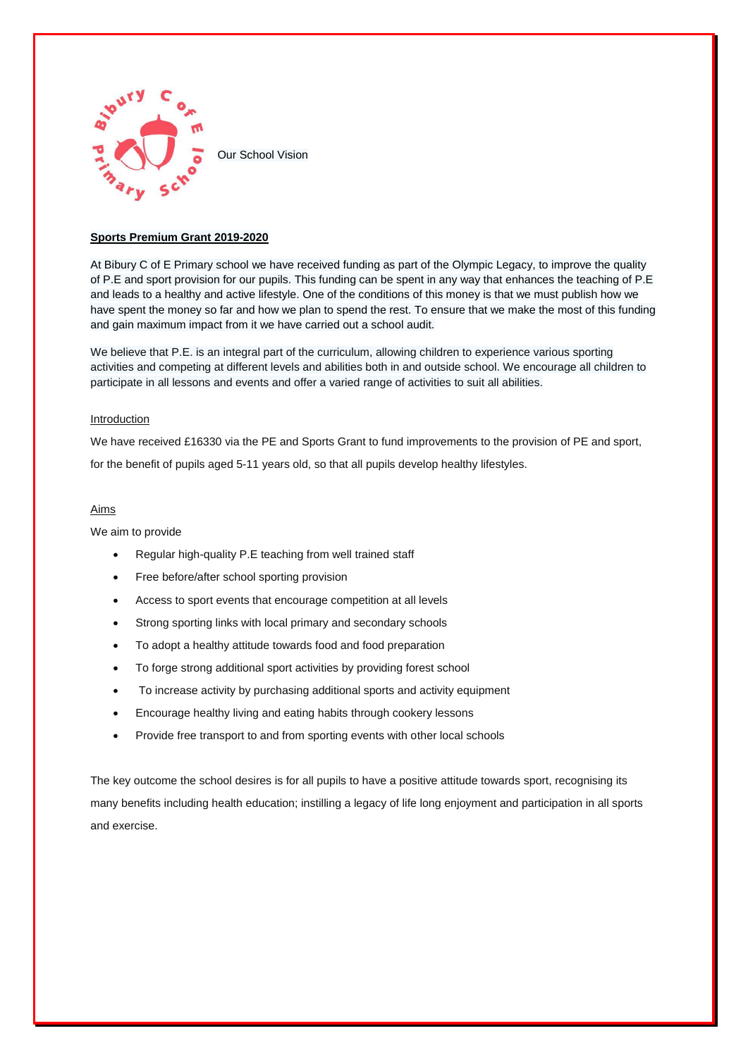Our School Vision

**Sports Premium Grant 2019-2020**

At Bibury C of E Primary school we have received funding as part of the Olympic Legacy, to improve the quality of P.E and sport provision for our pupils. This funding can be spent in any way that enhances the teaching of P.E and leads to a healthy and active lifestyle. One of the conditions of this money is that we must publish how we have spent the money so far and how we plan to spend the rest. To ensure that we make the most of this funding and gain maximum impact from it we have carried out a school audit.

We believe that P.E. is an integral part of the curriculum, allowing children to experience various sporting activities and competing at different levels and abilities both in and outside school. We encourage all children to participate in all lessons and events and offer a varied range of activities to suit all abilities.

Introduction

We have received £16330 via the PE and Sports Grant to fund improvements to the provision of PE and sport, for the benefit of pupils aged 5-11 years old, so that all pupils develop healthy lifestyles.

Aims

We aim to provide

- Regular high-quality P.E teaching from well trained staff
- Free before/after school sporting provision
- Access to sport events that encourage competition at all levels
- Strong sporting links with local primary and secondary schools
- To adopt a healthy attitude towards food and food preparation
- To forge strong additional sport activities by providing forest school
- To increase activity by purchasing additional sports and activity equipment
- Encourage healthy living and eating habits through cookery lessons
- Provide free transport to and from sporting events with other local schools

The key outcome the school desires is for all pupils to have a positive attitude towards sport, recognising its many benefits including health education; instilling a legacy of life long enjoyment and participation in all sports and exercise.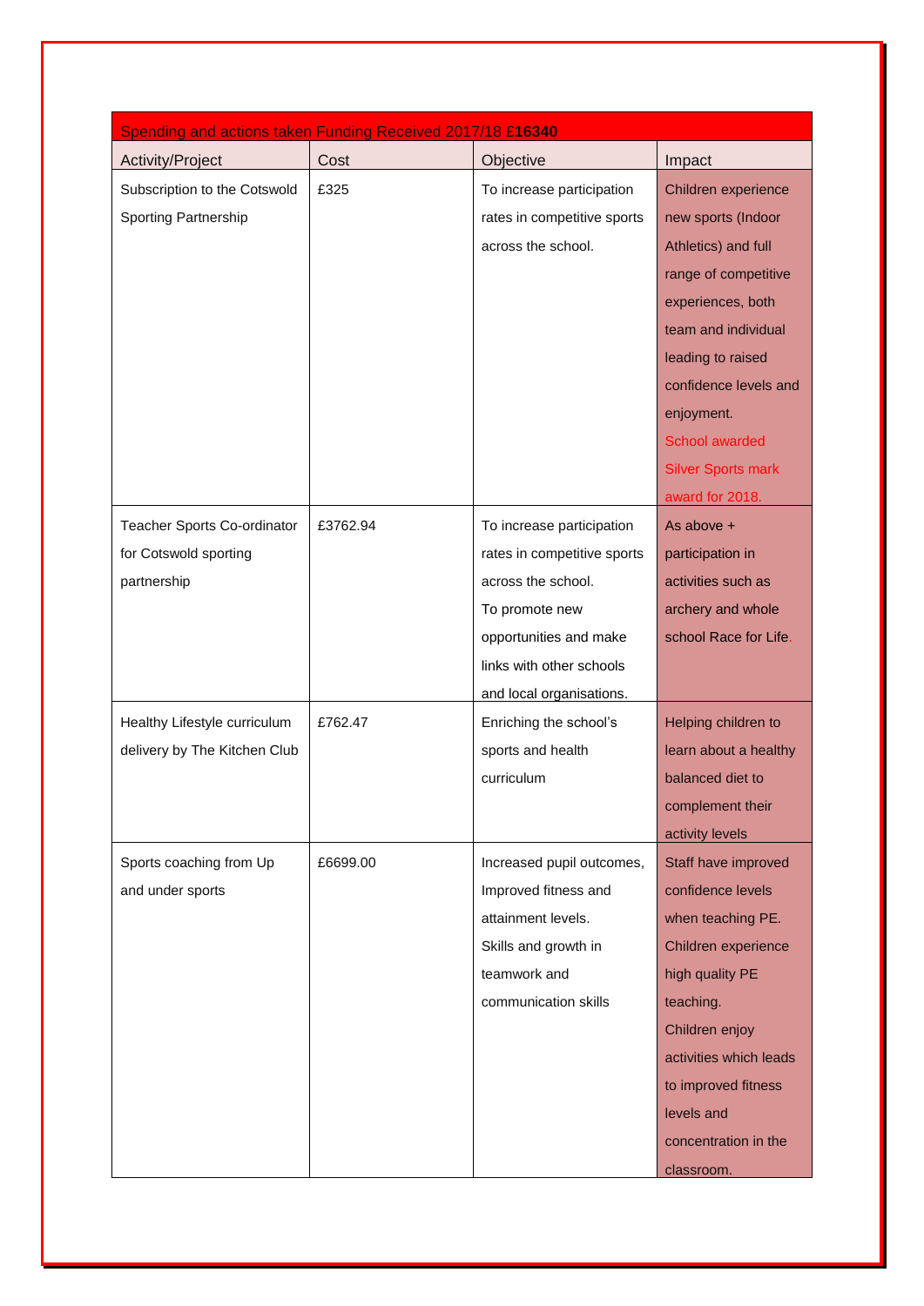| Spending and actions taken Funding Received 2017/18 £**16340** | | | |
|---|---|---|---|
| Activity/Project | Cost | Objective | Impact |
| Subscription to the Cotswold Sporting Partnership | £325 | To increase participation rates in competitive sports across the school. | Children experience new sports (Indoor Athletics) and full range of competitive experiences, both team and individual leading to raised confidence levels and enjoyment. School awarded Silver Sports mark award for 2018. |
| Teacher Sports Co-ordinator for Cotswold sporting partnership | £3762.94 | To increase participation rates in competitive sports across the school. To promote new opportunities and make links with other schools and local organisations. | As above + participation in activities such as archery and whole school Race for Life. |
| Healthy Lifestyle curriculum delivery by The Kitchen Club | £762.47 | Enriching the school's sports and health curriculum | Helping children to learn about a healthy balanced diet to complement their activity levels |
| Sports coaching from Up and under sports | £6699.00 | Increased pupil outcomes, Improved fitness and attainment levels. Skills and growth in teamwork and communication skills | Staff have improved confidence levels when teaching PE. Children experience high quality PE teaching. Children enjoy activities which leads to improved fitness levels and concentration in the classroom. |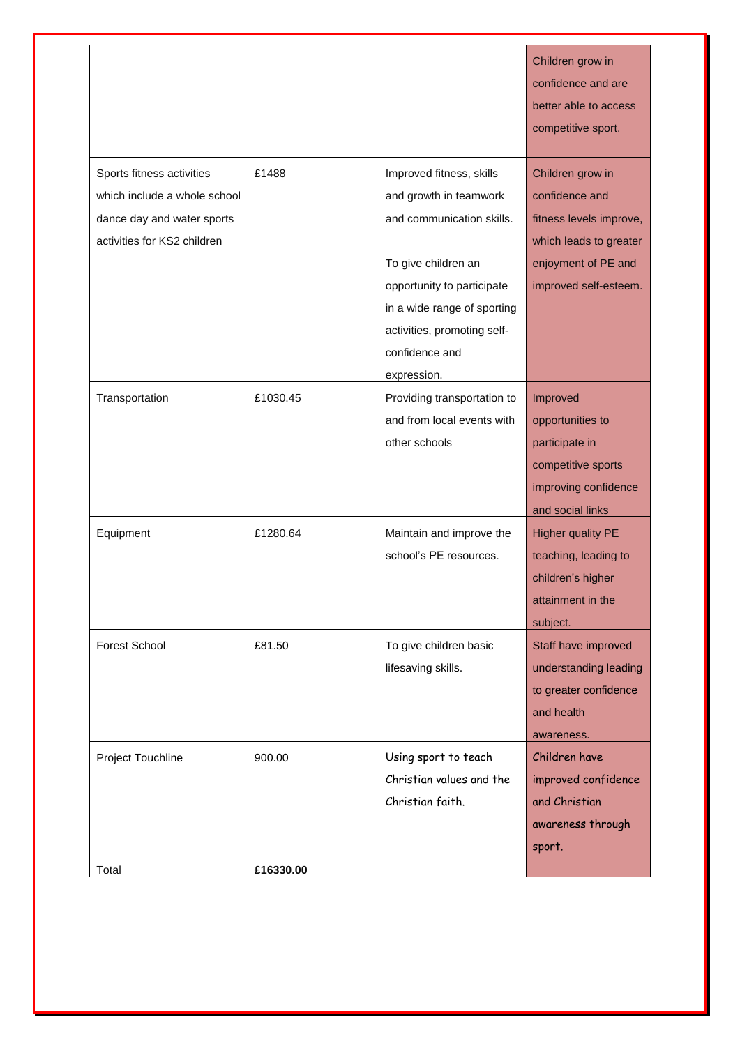| | | | |
|---|---|---|---|
| | | | Children grow in confidence and are better able to access competitive sport. |
| Sports fitness activities which include a whole school dance day and water sports activities for KS2 children | £1488 | Improved fitness, skills and growth in teamwork and communication skills.<br><br>To give children an opportunity to participate in a wide range of sporting activities, promoting self-confidence and expression. | Children grow in confidence and fitness levels improve, which leads to greater enjoyment of PE and improved self-esteem. |
| Transportation | £1030.45 | Providing transportation to and from local events with other schools | Improved opportunities to participate in competitive sports improving confidence and social links |
| Equipment | £1280.64 | Maintain and improve the school's PE resources. | Higher quality PE teaching, leading to children's higher attainment in the subject. |
| Forest School | £81.50 | To give children basic lifesaving skills. | Staff have improved understanding leading to greater confidence and health awareness. |
| Project Touchline | 900.00 | Using sport to teach Christian values and the Christian faith. | Children have improved confidence and Christian awareness through sport. |
| Total | **£16330.00** | | |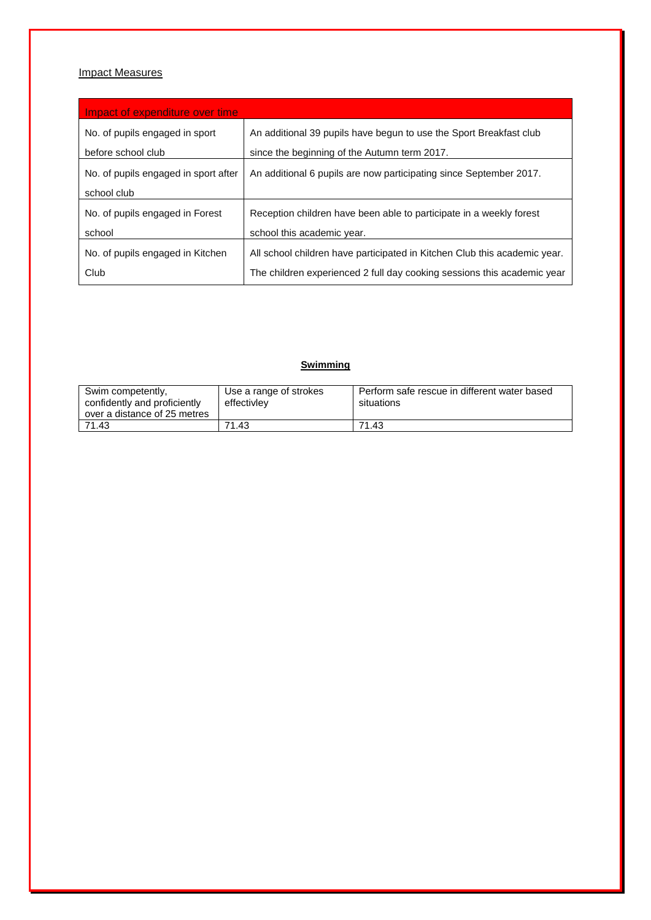Impact Measures

| Impact of expenditure over time | |
|---|---|
| No. of pupils engaged in sport before school club | An additional 39 pupils have begun to use the Sport Breakfast club since the beginning of the Autumn term 2017. |
| No. of pupils engaged in sport after school club | An additional 6 pupils are now participating since September 2017. |
| No. of pupils engaged in Forest school | Reception children have been able to participate in a weekly forest school this academic year. |
| No. of pupils engaged in Kitchen Club | All school children have participated in Kitchen Club this academic year. The children experienced 2 full day cooking sessions this academic year |

**Swimming**

| Swim competently, confidently and proficiently over a distance of 25 metres | Use a range of strokes effectivley | Perform safe rescue in different water based situations |
|---|---|---|
| 71.43 | 71.43 | 71.43 |